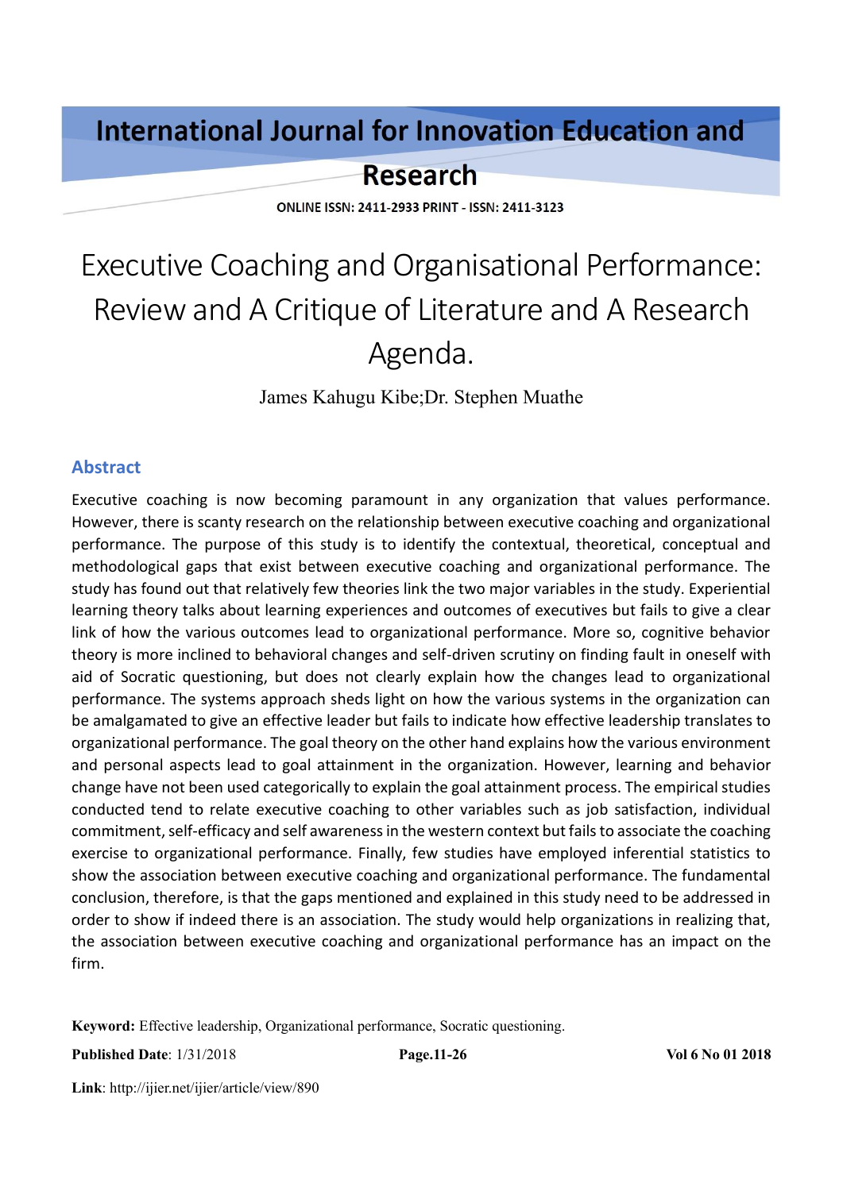# International Journal for Innovation Education and Research

ONLINE ISSN: 2411-2933 PRINT - ISSN: 2411-3123

# Executive Coaching and Organisational Performance: Review and A Critique of Literature and A Research Agenda.

James Kahugu Kibe;Dr. Stephen Muathe

## Abstract

Executive coaching is now becoming paramount in any organization that values performance. However, there is scanty research on the relationship between executive coaching and organizational performance. The purpose of this study is to identify the contextual, theoretical, conceptual and methodological gaps that exist between executive coaching and organizational performance. The study has found out that relatively few theories link the two major variables in the study. Experiential learning theory talks about learning experiences and outcomes of executives but fails to give a clear link of how the various outcomes lead to organizational performance. More so, cognitive behavior theory is more inclined to behavioral changes and self-driven scrutiny on finding fault in oneself with aid of Socratic questioning, but does not clearly explain how the changes lead to organizational performance. The systems approach sheds light on how the various systems in the organization can be amalgamated to give an effective leader but fails to indicate how effective leadership translates to organizational performance. The goal theory on the other hand explains how the various environment and personal aspects lead to goal attainment in the organization. However, learning and behavior change have not been used categorically to explain the goal attainment process. The empirical studies conducted tend to relate executive coaching to other variables such as job satisfaction, individual commitment, self-efficacy and self awareness in the western context but fails to associate the coaching exercise to organizational performance. Finally, few studies have employed inferential statistics to show the association between executive coaching and organizational performance. The fundamental conclusion, therefore, is that the gaps mentioned and explained in this study need to be addressed in order to show if indeed there is an association. The study would help organizations in realizing that, the association between executive coaching and organizational performance has an impact on the firm.

**Keyword:** Effective leadership, Organizational performance, Socratic questioning.

**Published Date**: 1/31/2018 **Page.11-26** **Vol 6 No 01 2018**

**Link**: http://ijier.net/ijier/article/view/890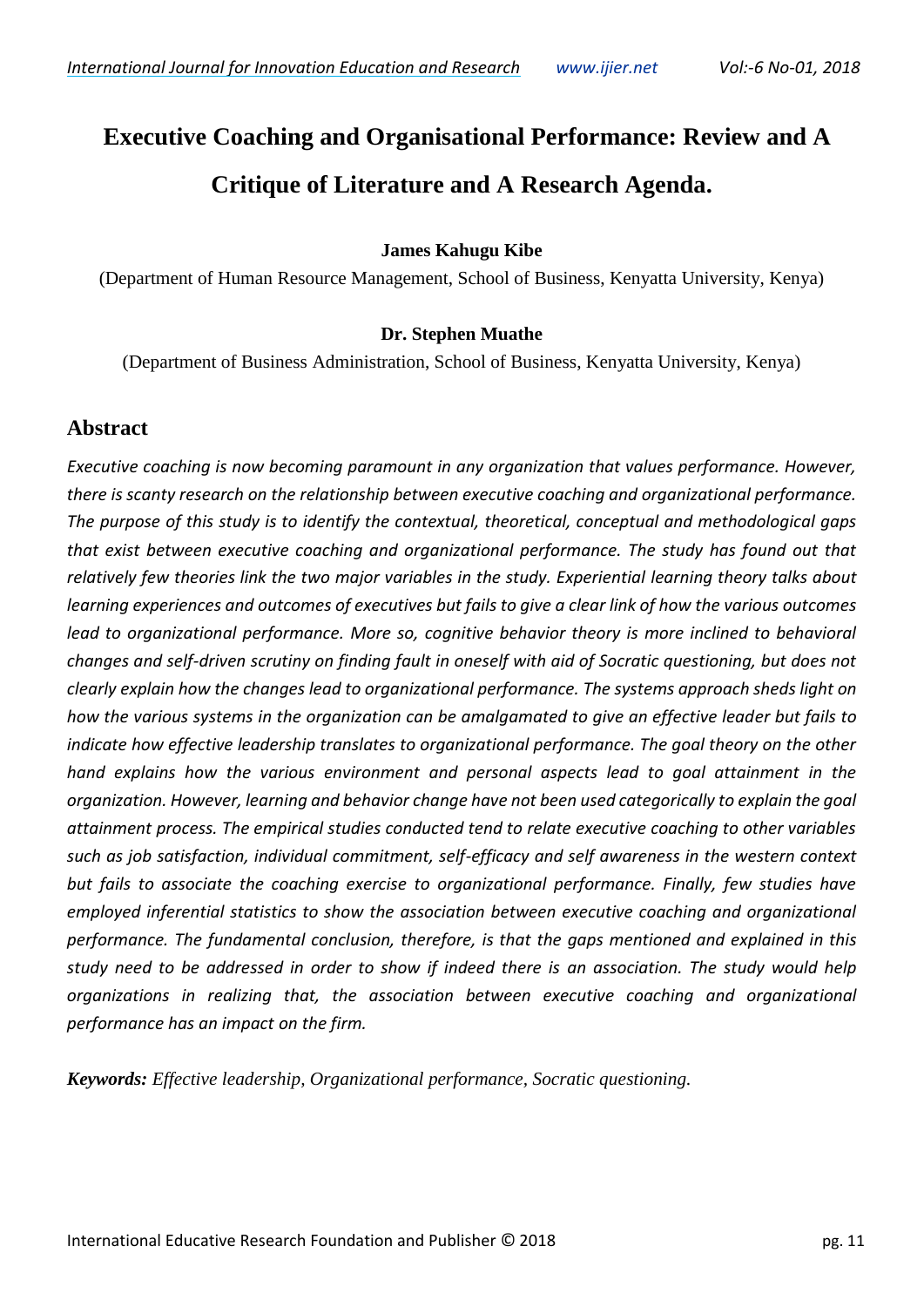# Executive Coaching and Organisational Performance: Review and A Critique of Literature and A Research Agenda.

**James Kahugu Kibe**

(Department of Human Resource Management, School of Business, Kenyatta University, Kenya)

**Dr. Stephen Muathe**

(Department of Business Administration, School of Business, Kenyatta University, Kenya)

## Abstract

*Executive coaching is now becoming paramount in any organization that values performance. However, there is scanty research on the relationship between executive coaching and organizational performance. The purpose of this study is to identify the contextual, theoretical, conceptual and methodological gaps that exist between executive coaching and organizational performance. The study has found out that relatively few theories link the two major variables in the study. Experiential learning theory talks about learning experiences and outcomes of executives but fails to give a clear link of how the various outcomes lead to organizational performance. More so, cognitive behavior theory is more inclined to behavioral changes and self-driven scrutiny on finding fault in oneself with aid of Socratic questioning, but does not clearly explain how the changes lead to organizational performance. The systems approach sheds light on how the various systems in the organization can be amalgamated to give an effective leader but fails to indicate how effective leadership translates to organizational performance. The goal theory on the other hand explains how the various environment and personal aspects lead to goal attainment in the organization. However, learning and behavior change have not been used categorically to explain the goal attainment process. The empirical studies conducted tend to relate executive coaching to other variables such as job satisfaction, individual commitment, self-efficacy and self awareness in the western context but fails to associate the coaching exercise to organizational performance. Finally, few studies have employed inferential statistics to show the association between executive coaching and organizational performance. The fundamental conclusion, therefore, is that the gaps mentioned and explained in this study need to be addressed in order to show if indeed there is an association. The study would help organizations in realizing that, the association between executive coaching and organizational performance has an impact on the firm.*

***Keywords:*** *Effective leadership, Organizational performance, Socratic questioning.*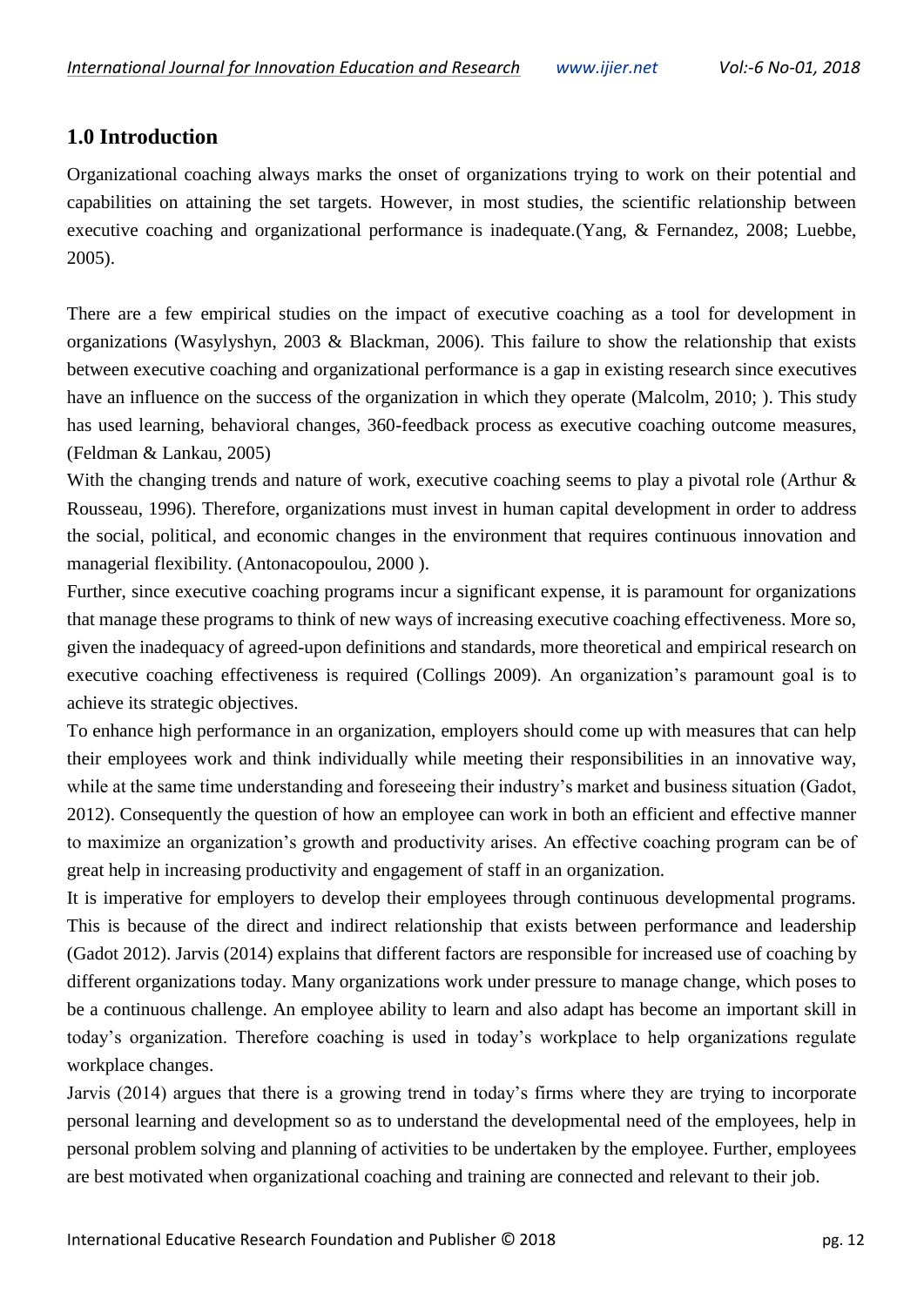## 1.0 Introduction

Organizational coaching always marks the onset of organizations trying to work on their potential and capabilities on attaining the set targets. However, in most studies, the scientific relationship between executive coaching and organizational performance is inadequate.(Yang, & Fernandez, 2008; Luebbe, 2005).

There are a few empirical studies on the impact of executive coaching as a tool for development in organizations (Wasylyshyn, 2003 & Blackman, 2006). This failure to show the relationship that exists between executive coaching and organizational performance is a gap in existing research since executives have an influence on the success of the organization in which they operate (Malcolm, 2010; ). This study has used learning, behavioral changes, 360-feedback process as executive coaching outcome measures, (Feldman & Lankau, 2005)

With the changing trends and nature of work, executive coaching seems to play a pivotal role (Arthur & Rousseau, 1996). Therefore, organizations must invest in human capital development in order to address the social, political, and economic changes in the environment that requires continuous innovation and managerial flexibility. (Antonacopoulou, 2000 ).

Further, since executive coaching programs incur a significant expense, it is paramount for organizations that manage these programs to think of new ways of increasing executive coaching effectiveness. More so, given the inadequacy of agreed-upon definitions and standards, more theoretical and empirical research on executive coaching effectiveness is required (Collings 2009). An organization's paramount goal is to achieve its strategic objectives.

To enhance high performance in an organization, employers should come up with measures that can help their employees work and think individually while meeting their responsibilities in an innovative way, while at the same time understanding and foreseeing their industry's market and business situation (Gadot, 2012). Consequently the question of how an employee can work in both an efficient and effective manner to maximize an organization's growth and productivity arises. An effective coaching program can be of great help in increasing productivity and engagement of staff in an organization.

It is imperative for employers to develop their employees through continuous developmental programs. This is because of the direct and indirect relationship that exists between performance and leadership (Gadot 2012). Jarvis (2014) explains that different factors are responsible for increased use of coaching by different organizations today. Many organizations work under pressure to manage change, which poses to be a continuous challenge. An employee ability to learn and also adapt has become an important skill in today's organization. Therefore coaching is used in today's workplace to help organizations regulate workplace changes.

Jarvis (2014) argues that there is a growing trend in today's firms where they are trying to incorporate personal learning and development so as to understand the developmental need of the employees, help in personal problem solving and planning of activities to be undertaken by the employee. Further, employees are best motivated when organizational coaching and training are connected and relevant to their job.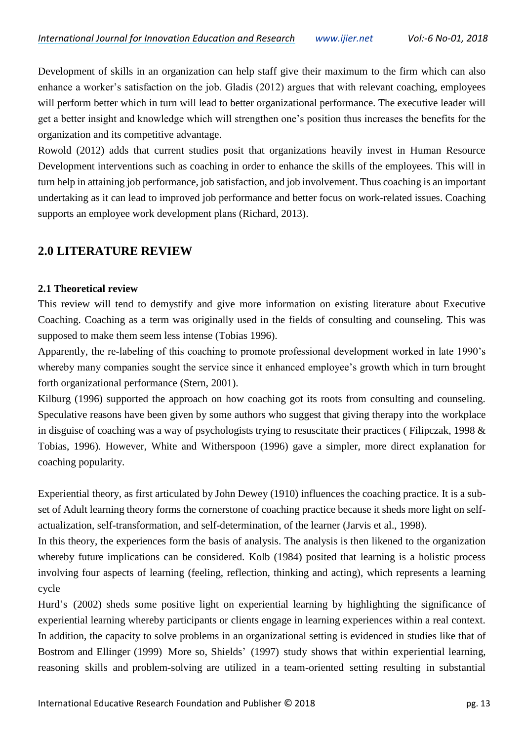Development of skills in an organization can help staff give their maximum to the firm which can also enhance a worker's satisfaction on the job. Gladis (2012) argues that with relevant coaching, employees will perform better which in turn will lead to better organizational performance. The executive leader will get a better insight and knowledge which will strengthen one's position thus increases the benefits for the organization and its competitive advantage.

Rowold (2012) adds that current studies posit that organizations heavily invest in Human Resource Development interventions such as coaching in order to enhance the skills of the employees. This will in turn help in attaining job performance, job satisfaction, and job involvement. Thus coaching is an important undertaking as it can lead to improved job performance and better focus on work-related issues. Coaching supports an employee work development plans (Richard, 2013).

## 2.0 LITERATURE REVIEW

### 2.1 Theoretical review

This review will tend to demystify and give more information on existing literature about Executive Coaching. Coaching as a term was originally used in the fields of consulting and counseling. This was supposed to make them seem less intense (Tobias 1996).

Apparently, the re-labeling of this coaching to promote professional development worked in late 1990's whereby many companies sought the service since it enhanced employee's growth which in turn brought forth organizational performance (Stern, 2001).

Kilburg (1996) supported the approach on how coaching got its roots from consulting and counseling. Speculative reasons have been given by some authors who suggest that giving therapy into the workplace in disguise of coaching was a way of psychologists trying to resuscitate their practices ( Filipczak, 1998 & Tobias, 1996). However, White and Witherspoon (1996) gave a simpler, more direct explanation for coaching popularity.

Experiential theory, as first articulated by John Dewey (1910) influences the coaching practice. It is a sub-set of Adult learning theory forms the cornerstone of coaching practice because it sheds more light on self-actualization, self-transformation, and self-determination, of the learner (Jarvis et al., 1998).

In this theory, the experiences form the basis of analysis. The analysis is then likened to the organization whereby future implications can be considered. Kolb (1984) posited that learning is a holistic process involving four aspects of learning (feeling, reflection, thinking and acting), which represents a learning cycle

Hurd's (2002) sheds some positive light on experiential learning by highlighting the significance of experiential learning whereby participants or clients engage in learning experiences within a real context. In addition, the capacity to solve problems in an organizational setting is evidenced in studies like that of Bostrom and Ellinger (1999) More so, Shields' (1997) study shows that within experiential learning, reasoning skills and problem-solving are utilized in a team-oriented setting resulting in substantial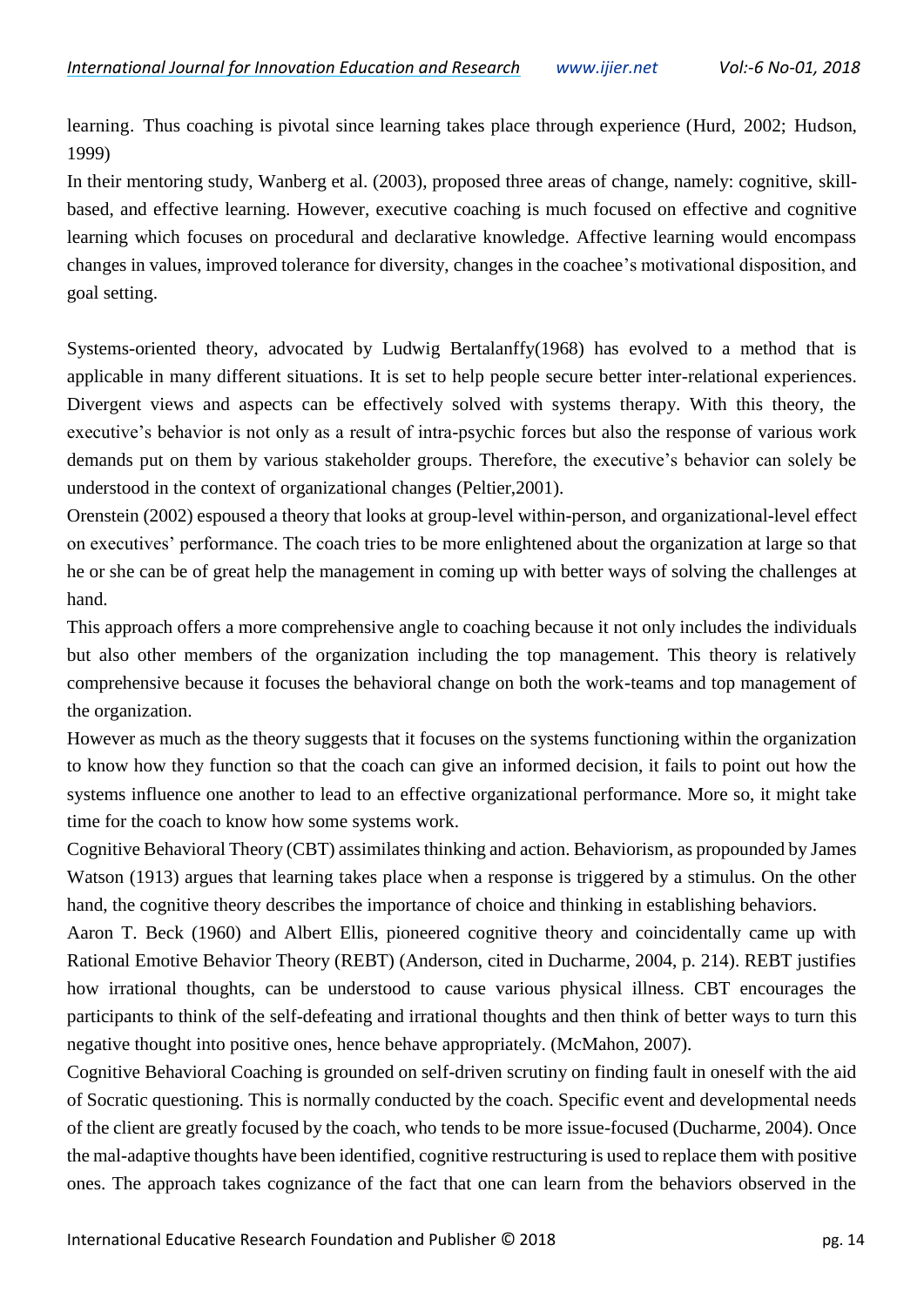learning. Thus coaching is pivotal since learning takes place through experience (Hurd, 2002; Hudson, 1999)

In their mentoring study, Wanberg et al. (2003), proposed three areas of change, namely: cognitive, skill-based, and effective learning. However, executive coaching is much focused on effective and cognitive learning which focuses on procedural and declarative knowledge. Affective learning would encompass changes in values, improved tolerance for diversity, changes in the coachee's motivational disposition, and goal setting.

Systems-oriented theory, advocated by Ludwig Bertalanffy(1968) has evolved to a method that is applicable in many different situations. It is set to help people secure better inter-relational experiences. Divergent views and aspects can be effectively solved with systems therapy. With this theory, the executive's behavior is not only as a result of intra-psychic forces but also the response of various work demands put on them by various stakeholder groups. Therefore, the executive's behavior can solely be understood in the context of organizational changes (Peltier,2001).

Orenstein (2002) espoused a theory that looks at group-level within-person, and organizational-level effect on executives' performance. The coach tries to be more enlightened about the organization at large so that he or she can be of great help the management in coming up with better ways of solving the challenges at hand.

This approach offers a more comprehensive angle to coaching because it not only includes the individuals but also other members of the organization including the top management. This theory is relatively comprehensive because it focuses the behavioral change on both the work-teams and top management of the organization.

However as much as the theory suggests that it focuses on the systems functioning within the organization to know how they function so that the coach can give an informed decision, it fails to point out how the systems influence one another to lead to an effective organizational performance. More so, it might take time for the coach to know how some systems work.

Cognitive Behavioral Theory (CBT) assimilates thinking and action. Behaviorism, as propounded by James Watson (1913) argues that learning takes place when a response is triggered by a stimulus. On the other hand, the cognitive theory describes the importance of choice and thinking in establishing behaviors.

Aaron T. Beck (1960) and Albert Ellis, pioneered cognitive theory and coincidentally came up with Rational Emotive Behavior Theory (REBT) (Anderson, cited in Ducharme, 2004, p. 214). REBT justifies how irrational thoughts, can be understood to cause various physical illness. CBT encourages the participants to think of the self-defeating and irrational thoughts and then think of better ways to turn this negative thought into positive ones, hence behave appropriately. (McMahon, 2007).

Cognitive Behavioral Coaching is grounded on self-driven scrutiny on finding fault in oneself with the aid of Socratic questioning. This is normally conducted by the coach. Specific event and developmental needs of the client are greatly focused by the coach, who tends to be more issue-focused (Ducharme, 2004). Once the mal-adaptive thoughts have been identified, cognitive restructuring is used to replace them with positive ones. The approach takes cognizance of the fact that one can learn from the behaviors observed in the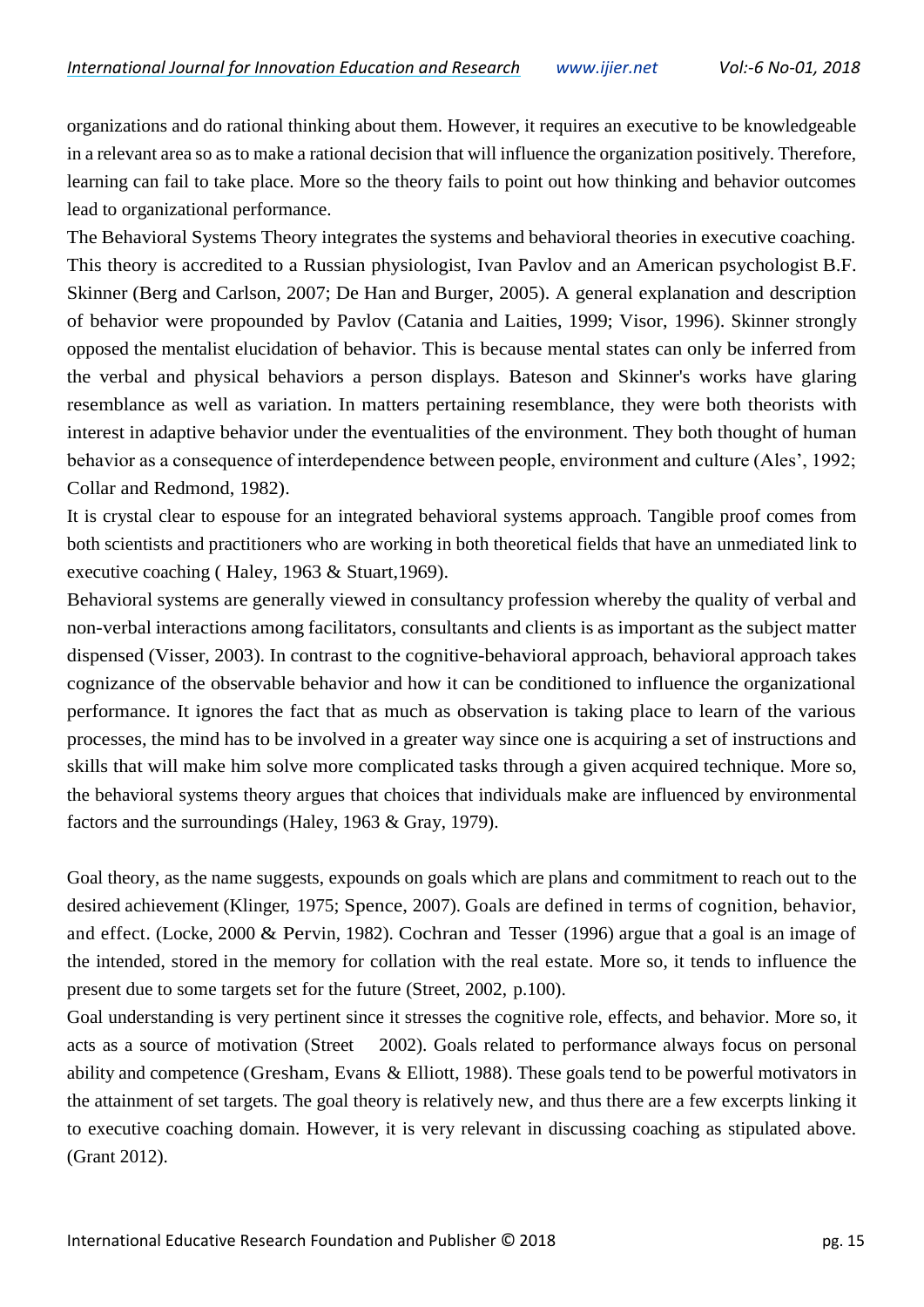organizations and do rational thinking about them. However, it requires an executive to be knowledgeable in a relevant area so as to make a rational decision that will influence the organization positively. Therefore, learning can fail to take place. More so the theory fails to point out how thinking and behavior outcomes lead to organizational performance.

The Behavioral Systems Theory integrates the systems and behavioral theories in executive coaching. This theory is accredited to a Russian physiologist, Ivan Pavlov and an American psychologist B.F. Skinner (Berg and Carlson, 2007; De Han and Burger, 2005). A general explanation and description of behavior were propounded by Pavlov (Catania and Laities, 1999; Visor, 1996). Skinner strongly opposed the mentalist elucidation of behavior. This is because mental states can only be inferred from the verbal and physical behaviors a person displays. Bateson and Skinner's works have glaring resemblance as well as variation. In matters pertaining resemblance, they were both theorists with interest in adaptive behavior under the eventualities of the environment. They both thought of human behavior as a consequence of interdependence between people, environment and culture (Ales', 1992; Collar and Redmond, 1982).

It is crystal clear to espouse for an integrated behavioral systems approach. Tangible proof comes from both scientists and practitioners who are working in both theoretical fields that have an unmediated link to executive coaching ( Haley, 1963 & Stuart,1969).

Behavioral systems are generally viewed in consultancy profession whereby the quality of verbal and non-verbal interactions among facilitators, consultants and clients is as important as the subject matter dispensed (Visser, 2003). In contrast to the cognitive-behavioral approach, behavioral approach takes cognizance of the observable behavior and how it can be conditioned to influence the organizational performance. It ignores the fact that as much as observation is taking place to learn of the various processes, the mind has to be involved in a greater way since one is acquiring a set of instructions and skills that will make him solve more complicated tasks through a given acquired technique. More so, the behavioral systems theory argues that choices that individuals make are influenced by environmental factors and the surroundings (Haley, 1963 & Gray, 1979).

Goal theory, as the name suggests, expounds on goals which are plans and commitment to reach out to the desired achievement (Klinger, 1975; Spence, 2007). Goals are defined in terms of cognition, behavior, and effect. (Locke, 2000 & Pervin, 1982). Cochran and Tesser (1996) argue that a goal is an image of the intended, stored in the memory for collation with the real estate. More so, it tends to influence the present due to some targets set for the future (Street, 2002, p.100).

Goal understanding is very pertinent since it stresses the cognitive role, effects, and behavior. More so, it acts as a source of motivation (Street 2002). Goals related to performance always focus on personal ability and competence (Gresham, Evans & Elliott, 1988). These goals tend to be powerful motivators in the attainment of set targets. The goal theory is relatively new, and thus there are a few excerpts linking it to executive coaching domain. However, it is very relevant in discussing coaching as stipulated above. (Grant 2012).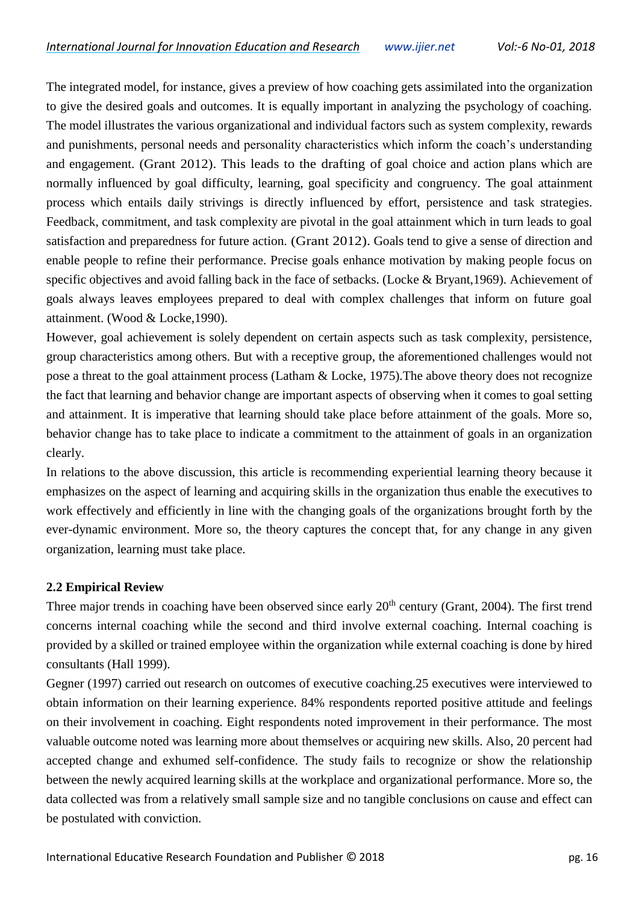The integrated model, for instance, gives a preview of how coaching gets assimilated into the organization to give the desired goals and outcomes. It is equally important in analyzing the psychology of coaching. The model illustrates the various organizational and individual factors such as system complexity, rewards and punishments, personal needs and personality characteristics which inform the coach's understanding and engagement. (Grant 2012). This leads to the drafting of goal choice and action plans which are normally influenced by goal difficulty, learning, goal specificity and congruency. The goal attainment process which entails daily strivings is directly influenced by effort, persistence and task strategies. Feedback, commitment, and task complexity are pivotal in the goal attainment which in turn leads to goal satisfaction and preparedness for future action. (Grant 2012). Goals tend to give a sense of direction and enable people to refine their performance. Precise goals enhance motivation by making people focus on specific objectives and avoid falling back in the face of setbacks. (Locke & Bryant,1969). Achievement of goals always leaves employees prepared to deal with complex challenges that inform on future goal attainment. (Wood & Locke,1990).

However, goal achievement is solely dependent on certain aspects such as task complexity, persistence, group characteristics among others. But with a receptive group, the aforementioned challenges would not pose a threat to the goal attainment process (Latham & Locke, 1975).The above theory does not recognize the fact that learning and behavior change are important aspects of observing when it comes to goal setting and attainment. It is imperative that learning should take place before attainment of the goals. More so, behavior change has to take place to indicate a commitment to the attainment of goals in an organization clearly.

In relations to the above discussion, this article is recommending experiential learning theory because it emphasizes on the aspect of learning and acquiring skills in the organization thus enable the executives to work effectively and efficiently in line with the changing goals of the organizations brought forth by the ever-dynamic environment. More so, the theory captures the concept that, for any change in any given organization, learning must take place.

### 2.2 Empirical Review

Three major trends in coaching have been observed since early 20th century (Grant, 2004). The first trend concerns internal coaching while the second and third involve external coaching. Internal coaching is provided by a skilled or trained employee within the organization while external coaching is done by hired consultants (Hall 1999).

Gegner (1997) carried out research on outcomes of executive coaching.25 executives were interviewed to obtain information on their learning experience. 84% respondents reported positive attitude and feelings on their involvement in coaching. Eight respondents noted improvement in their performance. The most valuable outcome noted was learning more about themselves or acquiring new skills. Also, 20 percent had accepted change and exhumed self-confidence. The study fails to recognize or show the relationship between the newly acquired learning skills at the workplace and organizational performance. More so, the data collected was from a relatively small sample size and no tangible conclusions on cause and effect can be postulated with conviction.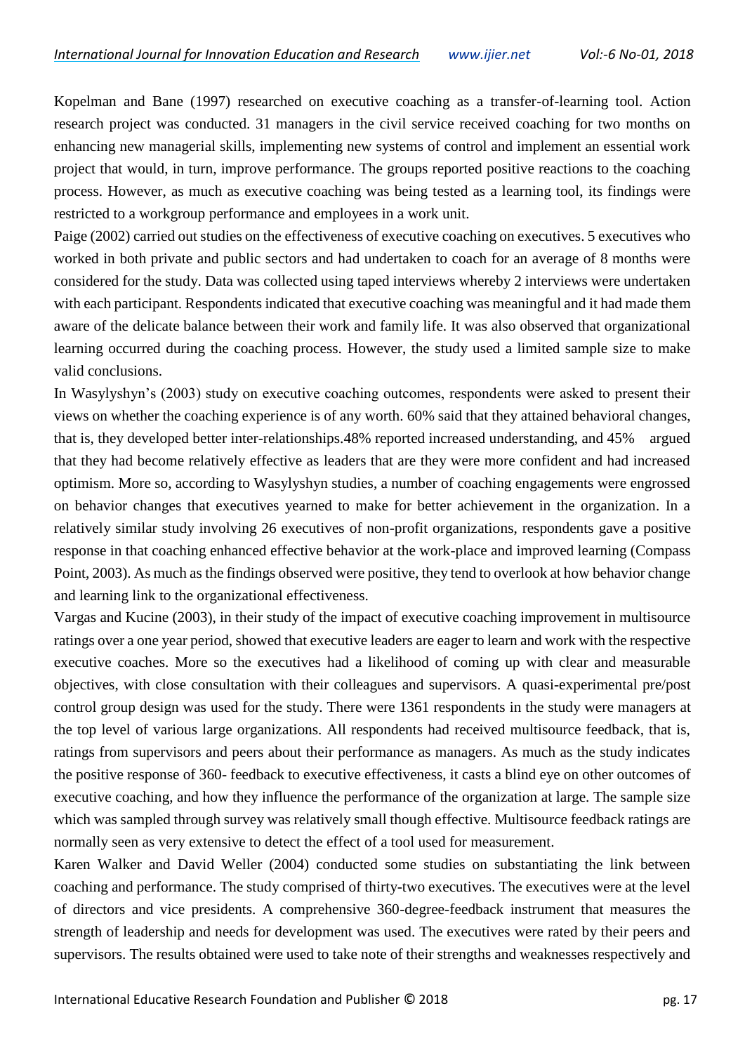Kopelman and Bane (1997) researched on executive coaching as a transfer-of-learning tool. Action research project was conducted. 31 managers in the civil service received coaching for two months on enhancing new managerial skills, implementing new systems of control and implement an essential work project that would, in turn, improve performance. The groups reported positive reactions to the coaching process. However, as much as executive coaching was being tested as a learning tool, its findings were restricted to a workgroup performance and employees in a work unit.

Paige (2002) carried out studies on the effectiveness of executive coaching on executives. 5 executives who worked in both private and public sectors and had undertaken to coach for an average of 8 months were considered for the study. Data was collected using taped interviews whereby 2 interviews were undertaken with each participant. Respondents indicated that executive coaching was meaningful and it had made them aware of the delicate balance between their work and family life. It was also observed that organizational learning occurred during the coaching process. However, the study used a limited sample size to make valid conclusions.

In Wasylyshyn's (2003) study on executive coaching outcomes, respondents were asked to present their views on whether the coaching experience is of any worth. 60% said that they attained behavioral changes, that is, they developed better inter-relationships.48% reported increased understanding, and 45% argued that they had become relatively effective as leaders that are they were more confident and had increased optimism. More so, according to Wasylyshyn studies, a number of coaching engagements were engrossed on behavior changes that executives yearned to make for better achievement in the organization. In a relatively similar study involving 26 executives of non-profit organizations, respondents gave a positive response in that coaching enhanced effective behavior at the work-place and improved learning (Compass Point, 2003). As much as the findings observed were positive, they tend to overlook at how behavior change and learning link to the organizational effectiveness.

Vargas and Kucine (2003), in their study of the impact of executive coaching improvement in multisource ratings over a one year period, showed that executive leaders are eager to learn and work with the respective executive coaches. More so the executives had a likelihood of coming up with clear and measurable objectives, with close consultation with their colleagues and supervisors. A quasi-experimental pre/post control group design was used for the study. There were 1361 respondents in the study were managers at the top level of various large organizations. All respondents had received multisource feedback, that is, ratings from supervisors and peers about their performance as managers. As much as the study indicates the positive response of 360- feedback to executive effectiveness, it casts a blind eye on other outcomes of executive coaching, and how they influence the performance of the organization at large. The sample size which was sampled through survey was relatively small though effective. Multisource feedback ratings are normally seen as very extensive to detect the effect of a tool used for measurement.

Karen Walker and David Weller (2004) conducted some studies on substantiating the link between coaching and performance. The study comprised of thirty-two executives. The executives were at the level of directors and vice presidents. A comprehensive 360-degree-feedback instrument that measures the strength of leadership and needs for development was used. The executives were rated by their peers and supervisors. The results obtained were used to take note of their strengths and weaknesses respectively and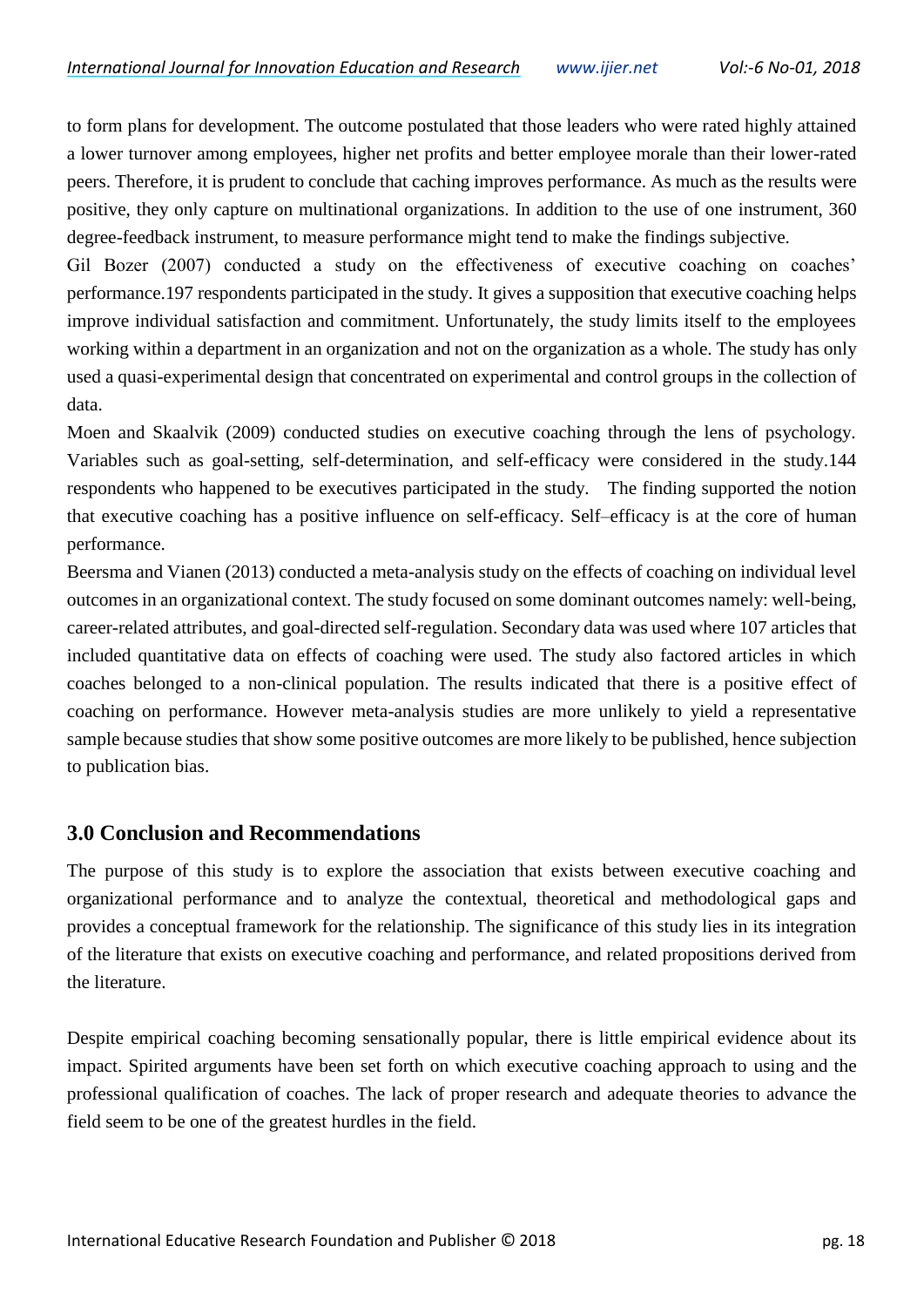to form plans for development. The outcome postulated that those leaders who were rated highly attained a lower turnover among employees, higher net profits and better employee morale than their lower-rated peers. Therefore, it is prudent to conclude that caching improves performance. As much as the results were positive, they only capture on multinational organizations. In addition to the use of one instrument, 360 degree-feedback instrument, to measure performance might tend to make the findings subjective.

Gil Bozer (2007) conducted a study on the effectiveness of executive coaching on coaches' performance.197 respondents participated in the study. It gives a supposition that executive coaching helps improve individual satisfaction and commitment. Unfortunately, the study limits itself to the employees working within a department in an organization and not on the organization as a whole. The study has only used a quasi-experimental design that concentrated on experimental and control groups in the collection of data.

Moen and Skaalvik (2009) conducted studies on executive coaching through the lens of psychology. Variables such as goal-setting, self-determination, and self-efficacy were considered in the study.144 respondents who happened to be executives participated in the study. The finding supported the notion that executive coaching has a positive influence on self-efficacy. Self–efficacy is at the core of human performance.

Beersma and Vianen (2013) conducted a meta-analysis study on the effects of coaching on individual level outcomes in an organizational context. The study focused on some dominant outcomes namely: well-being, career-related attributes, and goal-directed self-regulation. Secondary data was used where 107 articles that included quantitative data on effects of coaching were used. The study also factored articles in which coaches belonged to a non-clinical population. The results indicated that there is a positive effect of coaching on performance. However meta-analysis studies are more unlikely to yield a representative sample because studies that show some positive outcomes are more likely to be published, hence subjection to publication bias.

## 3.0 Conclusion and Recommendations

The purpose of this study is to explore the association that exists between executive coaching and organizational performance and to analyze the contextual, theoretical and methodological gaps and provides a conceptual framework for the relationship. The significance of this study lies in its integration of the literature that exists on executive coaching and performance, and related propositions derived from the literature.

Despite empirical coaching becoming sensationally popular, there is little empirical evidence about its impact. Spirited arguments have been set forth on which executive coaching approach to using and the professional qualification of coaches. The lack of proper research and adequate theories to advance the field seem to be one of the greatest hurdles in the field.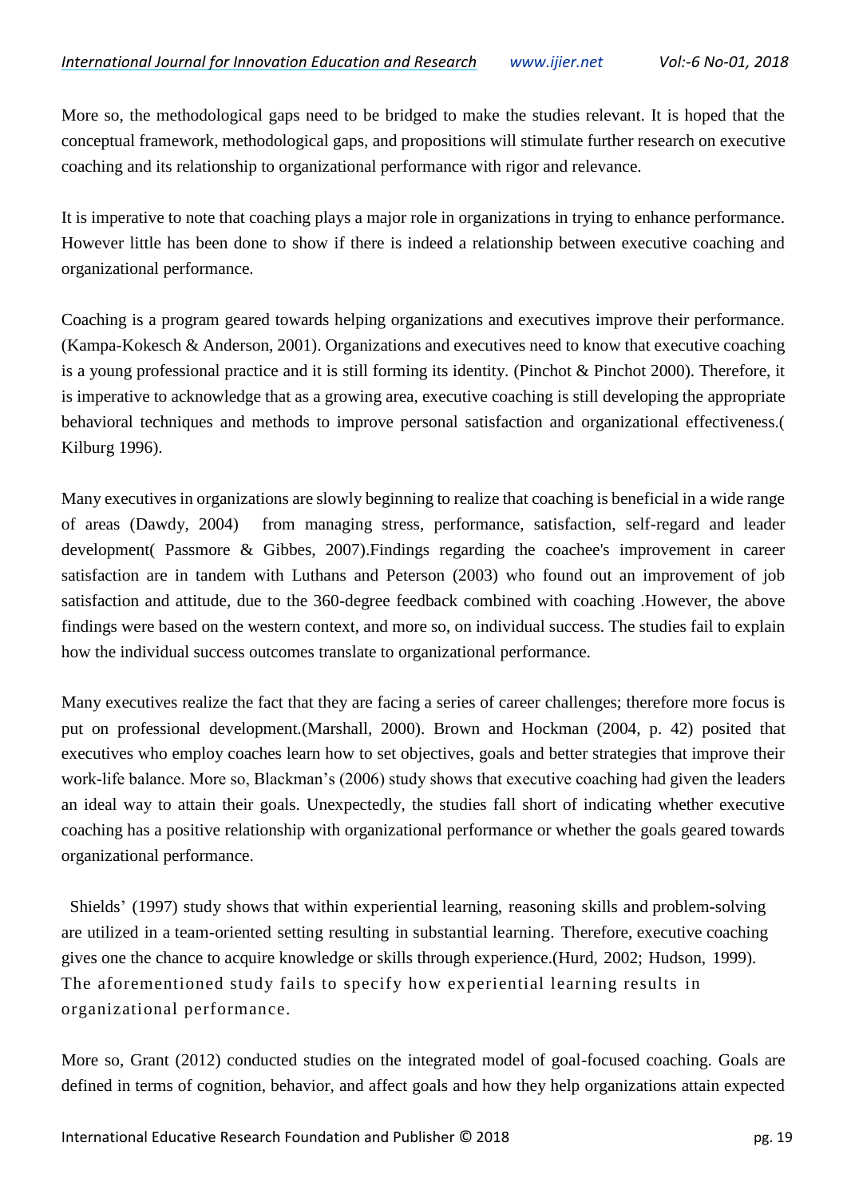More so, the methodological gaps need to be bridged to make the studies relevant. It is hoped that the conceptual framework, methodological gaps, and propositions will stimulate further research on executive coaching and its relationship to organizational performance with rigor and relevance.

It is imperative to note that coaching plays a major role in organizations in trying to enhance performance. However little has been done to show if there is indeed a relationship between executive coaching and organizational performance.

Coaching is a program geared towards helping organizations and executives improve their performance. (Kampa-Kokesch & Anderson, 2001). Organizations and executives need to know that executive coaching is a young professional practice and it is still forming its identity. (Pinchot & Pinchot 2000). Therefore, it is imperative to acknowledge that as a growing area, executive coaching is still developing the appropriate behavioral techniques and methods to improve personal satisfaction and organizational effectiveness.( Kilburg 1996).

Many executives in organizations are slowly beginning to realize that coaching is beneficial in a wide range of areas (Dawdy, 2004) from managing stress, performance, satisfaction, self-regard and leader development( Passmore & Gibbes, 2007).Findings regarding the coachee's improvement in career satisfaction are in tandem with Luthans and Peterson (2003) who found out an improvement of job satisfaction and attitude, due to the 360-degree feedback combined with coaching .However, the above findings were based on the western context, and more so, on individual success. The studies fail to explain how the individual success outcomes translate to organizational performance.

Many executives realize the fact that they are facing a series of career challenges; therefore more focus is put on professional development.(Marshall, 2000). Brown and Hockman (2004, p. 42) posited that executives who employ coaches learn how to set objectives, goals and better strategies that improve their work-life balance. More so, Blackman's (2006) study shows that executive coaching had given the leaders an ideal way to attain their goals. Unexpectedly, the studies fall short of indicating whether executive coaching has a positive relationship with organizational performance or whether the goals geared towards organizational performance.

Shields' (1997) study shows that within experiential learning, reasoning skills and problem-solving are utilized in a team-oriented setting resulting in substantial learning. Therefore, executive coaching gives one the chance to acquire knowledge or skills through experience.(Hurd, 2002; Hudson, 1999). The aforementioned study fails to specify how experiential learning results in organizational performance.

More so, Grant (2012) conducted studies on the integrated model of goal-focused coaching. Goals are defined in terms of cognition, behavior, and affect goals and how they help organizations attain expected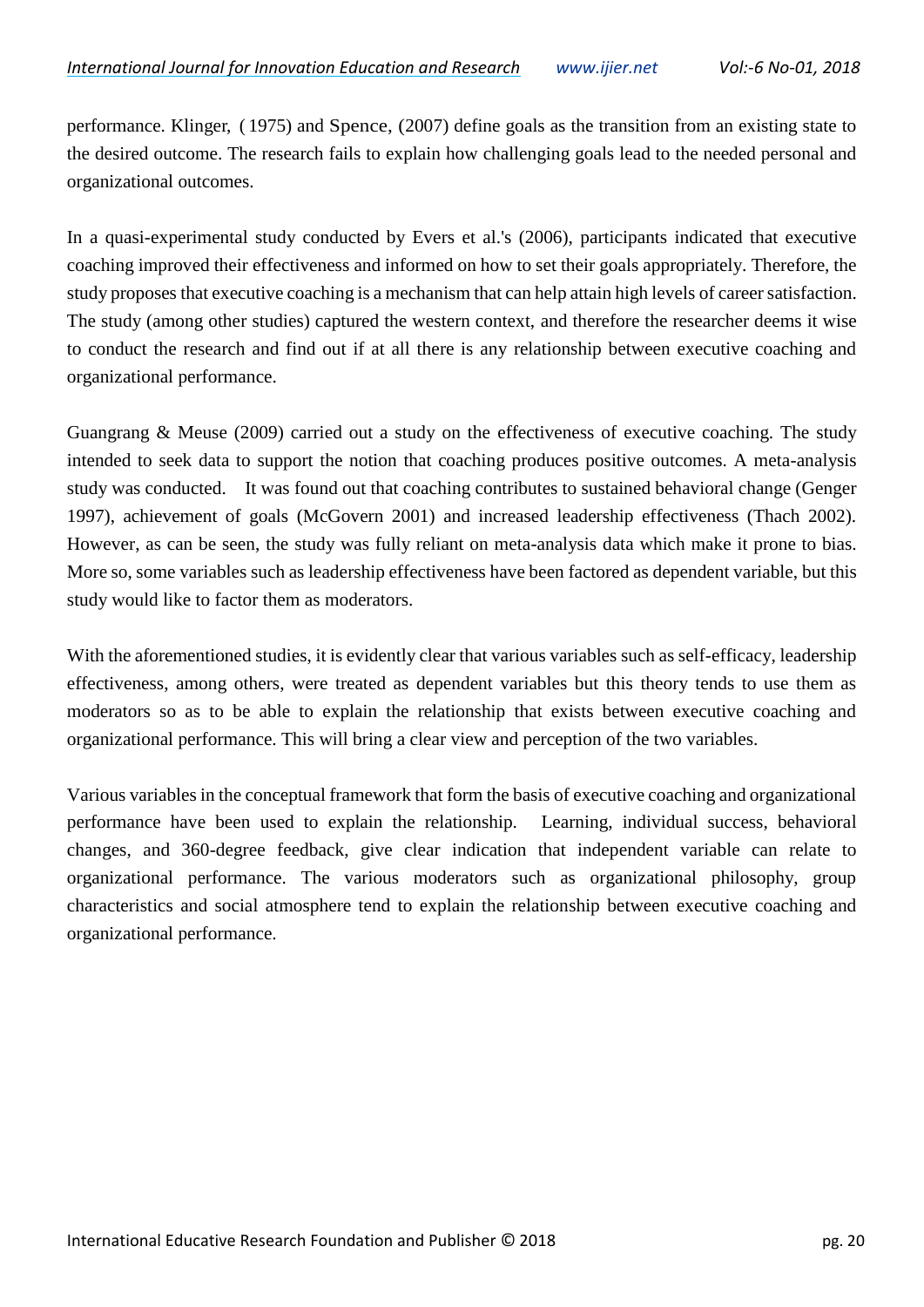performance. Klinger, ( 1975) and Spence, (2007) define goals as the transition from an existing state to the desired outcome. The research fails to explain how challenging goals lead to the needed personal and organizational outcomes.

In a quasi-experimental study conducted by Evers et al.'s (2006), participants indicated that executive coaching improved their effectiveness and informed on how to set their goals appropriately. Therefore, the study proposes that executive coaching is a mechanism that can help attain high levels of career satisfaction. The study (among other studies) captured the western context, and therefore the researcher deems it wise to conduct the research and find out if at all there is any relationship between executive coaching and organizational performance.

Guangrang & Meuse (2009) carried out a study on the effectiveness of executive coaching. The study intended to seek data to support the notion that coaching produces positive outcomes. A meta-analysis study was conducted. It was found out that coaching contributes to sustained behavioral change (Genger 1997), achievement of goals (McGovern 2001) and increased leadership effectiveness (Thach 2002). However, as can be seen, the study was fully reliant on meta-analysis data which make it prone to bias. More so, some variables such as leadership effectiveness have been factored as dependent variable, but this study would like to factor them as moderators.

With the aforementioned studies, it is evidently clear that various variables such as self-efficacy, leadership effectiveness, among others, were treated as dependent variables but this theory tends to use them as moderators so as to be able to explain the relationship that exists between executive coaching and organizational performance. This will bring a clear view and perception of the two variables.

Various variables in the conceptual framework that form the basis of executive coaching and organizational performance have been used to explain the relationship. Learning, individual success, behavioral changes, and 360-degree feedback, give clear indication that independent variable can relate to organizational performance. The various moderators such as organizational philosophy, group characteristics and social atmosphere tend to explain the relationship between executive coaching and organizational performance.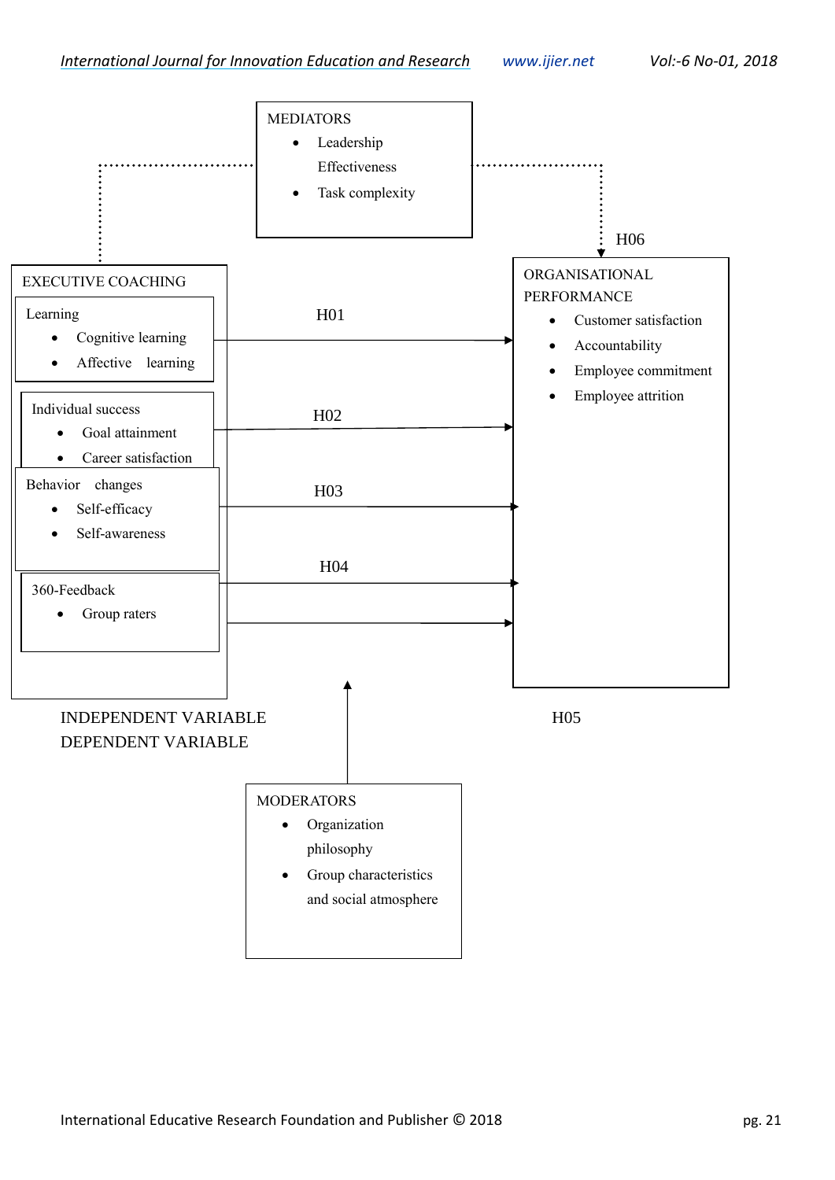MEDIATORS

- Leadership Effectiveness
- Task complexity

H06

EXECUTIVE COACHING

Learning

- Cognitive learning
- Affective learning

H01

ORGANISATIONAL PERFORMANCE

- Customer satisfaction
- Accountability
- Employee commitment
- Employee attrition

Individual success

- Goal attainment
- Career satisfaction

H02

Behavior changes

- Self-efficacy
- Self-awareness

H03

360-Feedback

- Group raters

H04

INDEPENDENT VARIABLE

DEPENDENT VARIABLE

H05

MODERATORS

- Organization philosophy
- Group characteristics and social atmosphere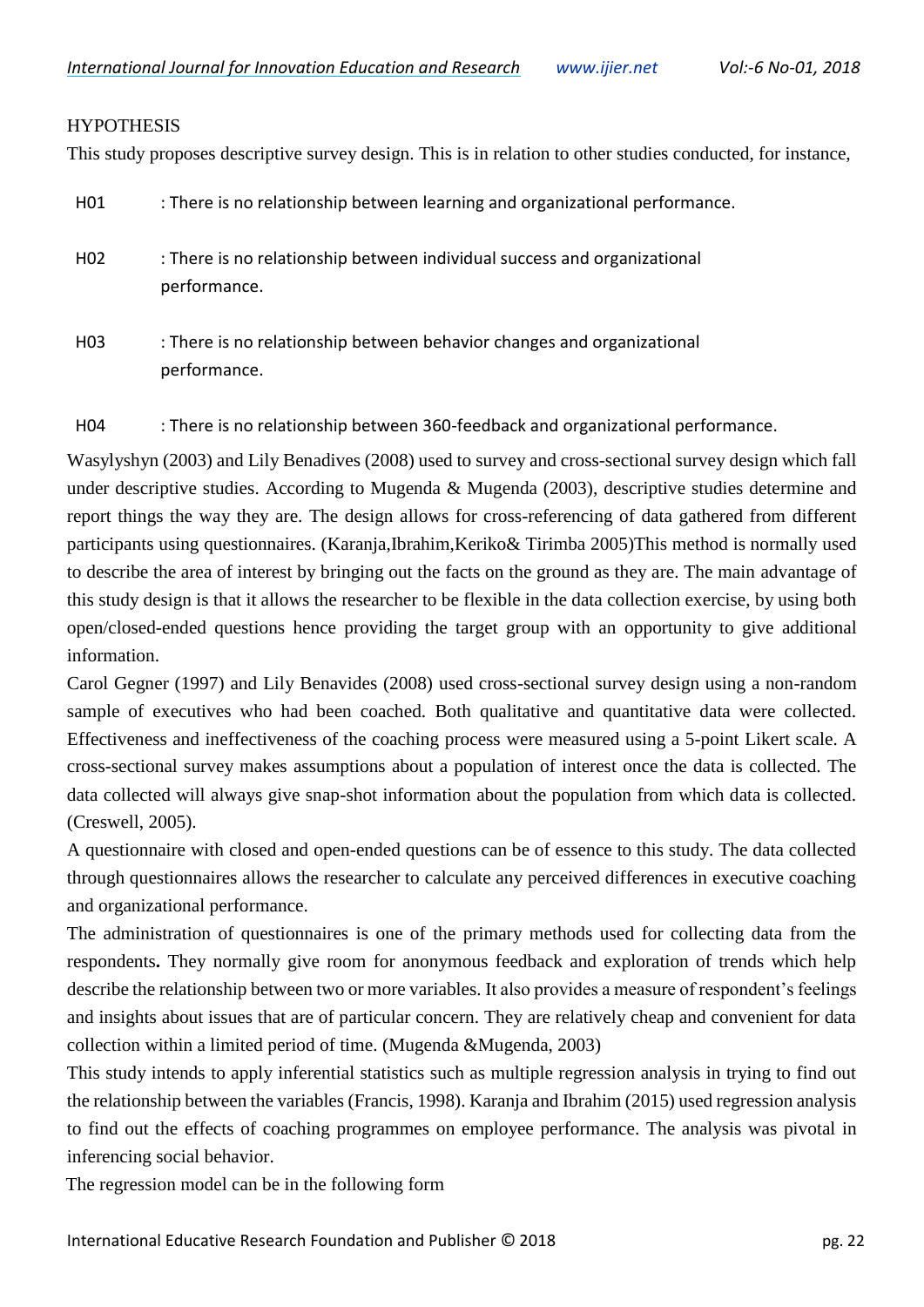## HYPOTHESIS

This study proposes descriptive survey design. This is in relation to other studies conducted, for instance,

H01 : There is no relationship between learning and organizational performance.

H02 : There is no relationship between individual success and organizational performance.

H03 : There is no relationship between behavior changes and organizational performance.

H04 : There is no relationship between 360-feedback and organizational performance.

Wasylyshyn (2003) and Lily Benadives (2008) used to survey and cross-sectional survey design which fall under descriptive studies. According to Mugenda & Mugenda (2003), descriptive studies determine and report things the way they are. The design allows for cross-referencing of data gathered from different participants using questionnaires. (Karanja,Ibrahim,Keriko& Tirimba 2005)This method is normally used to describe the area of interest by bringing out the facts on the ground as they are. The main advantage of this study design is that it allows the researcher to be flexible in the data collection exercise, by using both open/closed-ended questions hence providing the target group with an opportunity to give additional information.

Carol Gegner (1997) and Lily Benavides (2008) used cross-sectional survey design using a non-random sample of executives who had been coached. Both qualitative and quantitative data were collected. Effectiveness and ineffectiveness of the coaching process were measured using a 5-point Likert scale. A cross-sectional survey makes assumptions about a population of interest once the data is collected. The data collected will always give snap-shot information about the population from which data is collected. (Creswell, 2005).

A questionnaire with closed and open-ended questions can be of essence to this study. The data collected through questionnaires allows the researcher to calculate any perceived differences in executive coaching and organizational performance.

The administration of questionnaires is one of the primary methods used for collecting data from the respondents**.** They normally give room for anonymous feedback and exploration of trends which help describe the relationship between two or more variables. It also provides a measure of respondent's feelings and insights about issues that are of particular concern. They are relatively cheap and convenient for data collection within a limited period of time. (Mugenda &Mugenda, 2003)

This study intends to apply inferential statistics such as multiple regression analysis in trying to find out the relationship between the variables (Francis, 1998). Karanja and Ibrahim (2015) used regression analysis to find out the effects of coaching programmes on employee performance. The analysis was pivotal in inferencing social behavior.

The regression model can be in the following form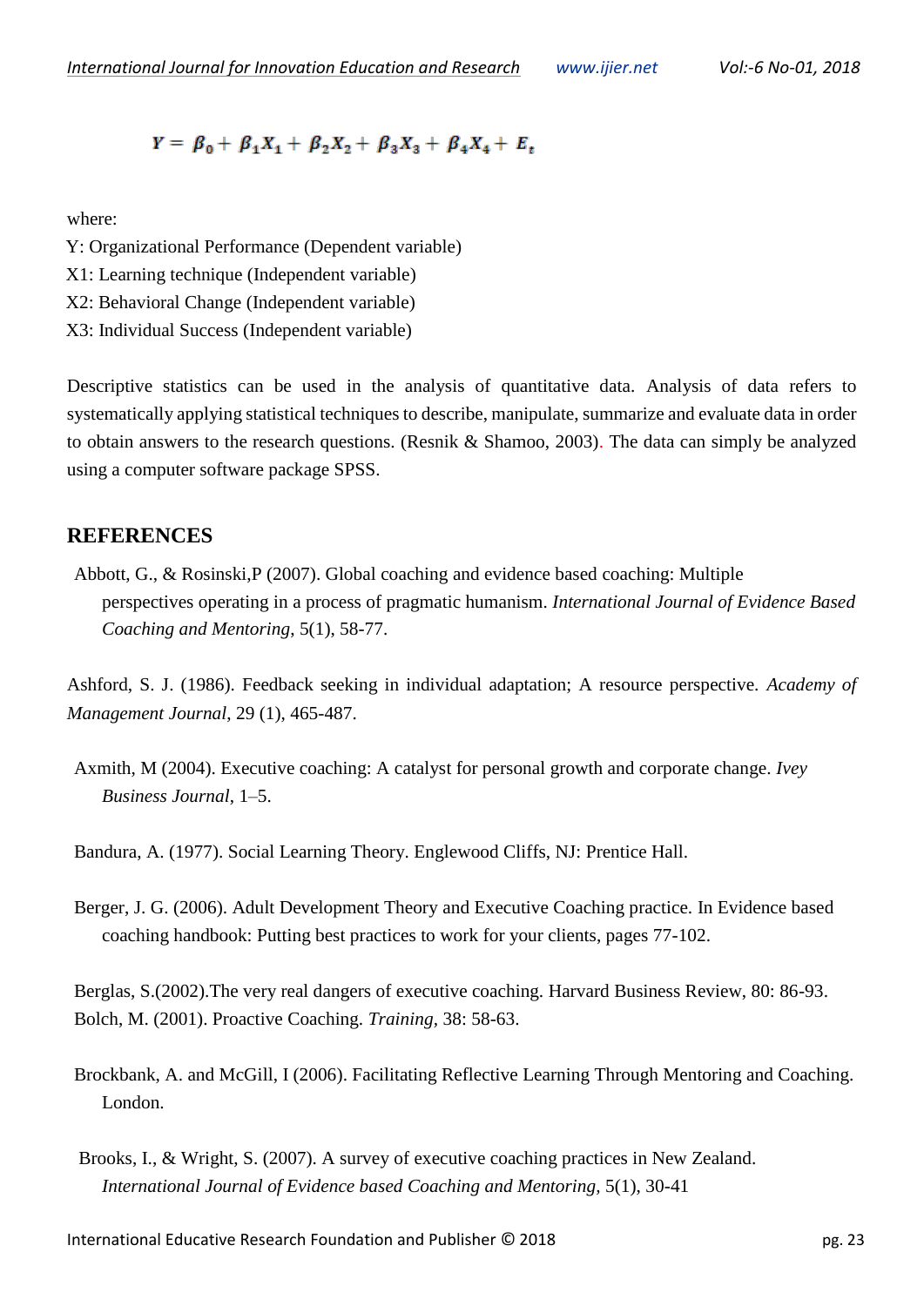$$Y = \beta_0 + \beta_1 X_1 + \beta_2 X_2 + \beta_3 X_3 + \beta_4 X_4 + E_t$$

where:
Y: Organizational Performance (Dependent variable)
X1: Learning technique (Independent variable)
X2: Behavioral Change (Independent variable)
X3: Individual Success (Independent variable)

Descriptive statistics can be used in the analysis of quantitative data. Analysis of data refers to systematically applying statistical techniques to describe, manipulate, summarize and evaluate data in order to obtain answers to the research questions. (Resnik & Shamoo, 2003). The data can simply be analyzed using a computer software package SPSS.

## REFERENCES

Abbott, G., & Rosinski,P (2007). Global coaching and evidence based coaching: Multiple perspectives operating in a process of pragmatic humanism. *International Journal of Evidence Based Coaching and Mentoring*, 5(1), 58-77.

Ashford, S. J. (1986). Feedback seeking in individual adaptation; A resource perspective. *Academy of Management Journal*, 29 (1), 465-487.

Axmith, M (2004). Executive coaching: A catalyst for personal growth and corporate change. *Ivey Business Journal*, 1–5.

Bandura, A. (1977). Social Learning Theory. Englewood Cliffs, NJ: Prentice Hall.

Berger, J. G. (2006). Adult Development Theory and Executive Coaching practice. In Evidence based coaching handbook: Putting best practices to work for your clients, pages 77-102.

Berglas, S.(2002).The very real dangers of executive coaching. Harvard Business Review, 80: 86-93.
Bolch, M. (2001). Proactive Coaching. *Training*, 38: 58-63.

Brockbank, A. and McGill, I (2006). Facilitating Reflective Learning Through Mentoring and Coaching. London.

Brooks, I., & Wright, S. (2007). A survey of executive coaching practices in New Zealand. *International Journal of Evidence based Coaching and Mentoring*, 5(1), 30-41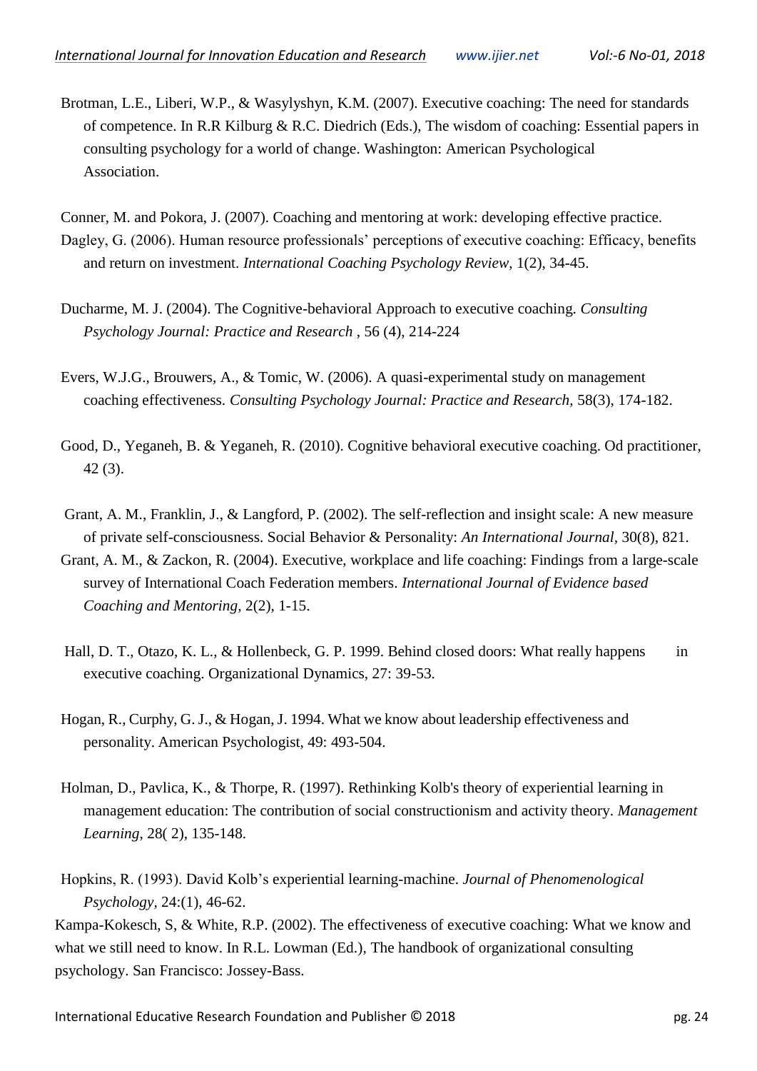Brotman, L.E., Liberi, W.P., & Wasylyshyn, K.M. (2007). Executive coaching: The need for standards of competence. In R.R Kilburg & R.C. Diedrich (Eds.), The wisdom of coaching: Essential papers in consulting psychology for a world of change. Washington: American Psychological Association.

Conner, M. and Pokora, J. (2007). Coaching and mentoring at work: developing effective practice.

Dagley, G. (2006). Human resource professionals' perceptions of executive coaching: Efficacy, benefits and return on investment. *International Coaching Psychology Review*, 1(2), 34-45.

Ducharme, M. J. (2004). The Cognitive-behavioral Approach to executive coaching. *Consulting Psychology Journal: Practice and Research* , 56 (4), 214-224

Evers, W.J.G., Brouwers, A., & Tomic, W. (2006). A quasi-experimental study on management coaching effectiveness. *Consulting Psychology Journal: Practice and Research,* 58(3), 174-182.

Good, D., Yeganeh, B. & Yeganeh, R. (2010). Cognitive behavioral executive coaching. Od practitioner, 42 (3).

Grant, A. M., Franklin, J., & Langford, P. (2002). The self-reflection and insight scale: A new measure of private self-consciousness. Social Behavior & Personality: *An International Journal*, 30(8), 821.

Grant, A. M., & Zackon, R. (2004). Executive, workplace and life coaching: Findings from a large-scale survey of International Coach Federation members. *International Journal of Evidence based Coaching and Mentoring,* 2(2), 1-15.

Hall, D. T., Otazo, K. L., & Hollenbeck, G. P. 1999. Behind closed doors: What really happens in executive coaching. Organizational Dynamics, 27: 39-53.

Hogan, R., Curphy, G. J., & Hogan, J. 1994. What we know about leadership effectiveness and personality. American Psychologist, 49: 493-504.

Holman, D., Pavlica, K., & Thorpe, R. (1997). Rethinking Kolb's theory of experiential learning in management education: The contribution of social constructionism and activity theory. *Management Learning*, 28( 2), 135-148.

Hopkins, R. (1993). David Kolb's experiential learning-machine. *Journal of Phenomenological Psychology*, 24:(1), 46-62.

Kampa-Kokesch, S, & White, R.P. (2002). The effectiveness of executive coaching: What we know and what we still need to know. In R.L. Lowman (Ed.), The handbook of organizational consulting psychology. San Francisco: Jossey-Bass.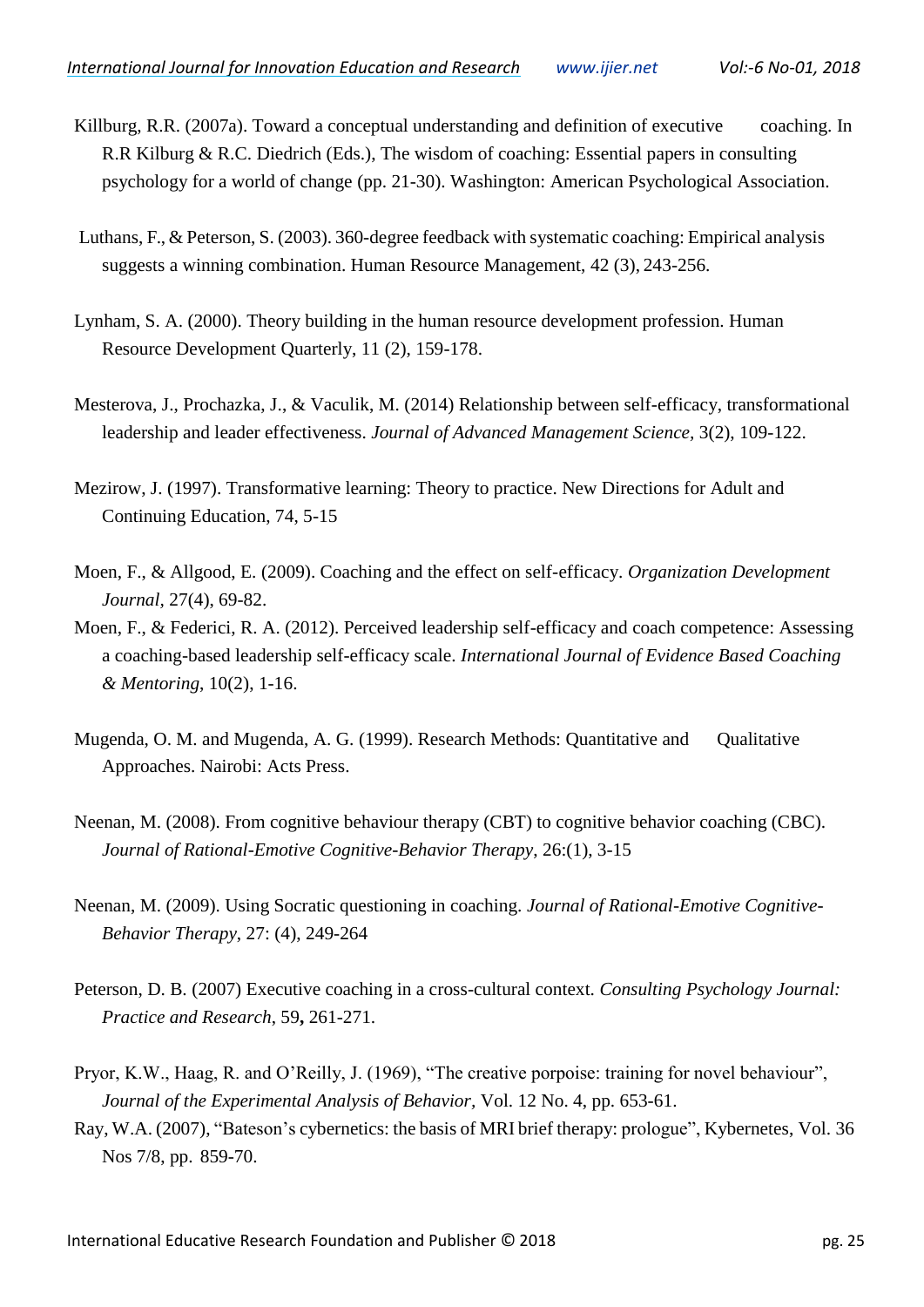Killburg, R.R. (2007a). Toward a conceptual understanding and definition of executive coaching. In R.R Kilburg & R.C. Diedrich (Eds.), The wisdom of coaching: Essential papers in consulting psychology for a world of change (pp. 21-30). Washington: American Psychological Association.

Luthans, F., & Peterson, S. (2003). 360-degree feedback with systematic coaching: Empirical analysis suggests a winning combination. Human Resource Management, 42 (3), 243-256.

Lynham, S. A. (2000). Theory building in the human resource development profession. Human Resource Development Quarterly, 11 (2), 159-178.

Mesterova, J., Prochazka, J., & Vaculik, M. (2014) Relationship between self-efficacy, transformational leadership and leader effectiveness. *Journal of Advanced Management Science,* 3(2), 109-122.

Mezirow, J. (1997). Transformative learning: Theory to practice. New Directions for Adult and Continuing Education, 74, 5-15

Moen, F., & Allgood, E. (2009). Coaching and the effect on self-efficacy. *Organization Development Journal*, 27(4), 69-82.

Moen, F., & Federici, R. A. (2012). Perceived leadership self-efficacy and coach competence: Assessing a coaching-based leadership self-efficacy scale. *International Journal of Evidence Based Coaching & Mentoring*, 10(2), 1-16.

Mugenda, O. M. and Mugenda, A. G. (1999). Research Methods: Quantitative and Qualitative Approaches. Nairobi: Acts Press.

Neenan, M. (2008). From cognitive behaviour therapy (CBT) to cognitive behavior coaching (CBC). *Journal of Rational-Emotive Cognitive-Behavior Therapy*, 26:(1), 3-15

Neenan, M. (2009). Using Socratic questioning in coaching. *Journal of Rational-Emotive Cognitive-Behavior Therapy*, 27: (4), 249-264

Peterson, D. B. (2007) Executive coaching in a cross-cultural context. *Consulting Psychology Journal: Practice and Research*, 59**,** 261-271.

Pryor, K.W., Haag, R. and O'Reilly, J. (1969), "The creative porpoise: training for novel behaviour", *Journal of the Experimental Analysis of Behavior,* Vol. 12 No. 4, pp. 653-61.

Ray, W.A. (2007), "Bateson's cybernetics: the basis of MRI brief therapy: prologue", Kybernetes, Vol. 36 Nos 7/8, pp. 859-70.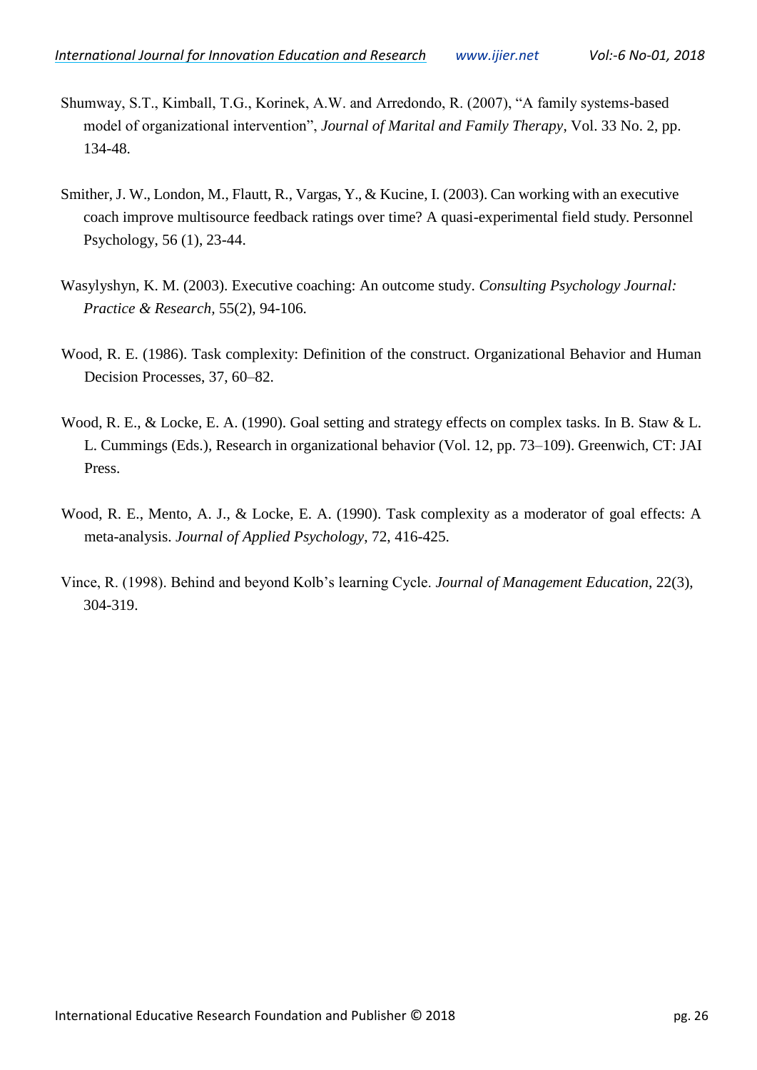Shumway, S.T., Kimball, T.G., Korinek, A.W. and Arredondo, R. (2007), "A family systems-based model of organizational intervention", *Journal of Marital and Family Therapy*, Vol. 33 No. 2, pp. 134-48.

Smither, J. W., London, M., Flautt, R., Vargas, Y., & Kucine, I. (2003). Can working with an executive coach improve multisource feedback ratings over time? A quasi-experimental field study. Personnel Psychology, 56 (1), 23-44.

Wasylyshyn, K. M. (2003). Executive coaching: An outcome study. *Consulting Psychology Journal: Practice & Research,* 55(2), 94-106.

Wood, R. E. (1986). Task complexity: Definition of the construct. Organizational Behavior and Human Decision Processes, 37, 60–82.

Wood, R. E., & Locke, E. A. (1990). Goal setting and strategy effects on complex tasks. In B. Staw & L. L. Cummings (Eds.), Research in organizational behavior (Vol. 12, pp. 73–109). Greenwich, CT: JAI Press.

Wood, R. E., Mento, A. J., & Locke, E. A. (1990). Task complexity as a moderator of goal effects: A meta-analysis. *Journal of Applied Psychology*, 72, 416-425.

Vince, R. (1998). Behind and beyond Kolb's learning Cycle. *Journal of Management Education*, 22(3), 304-319.